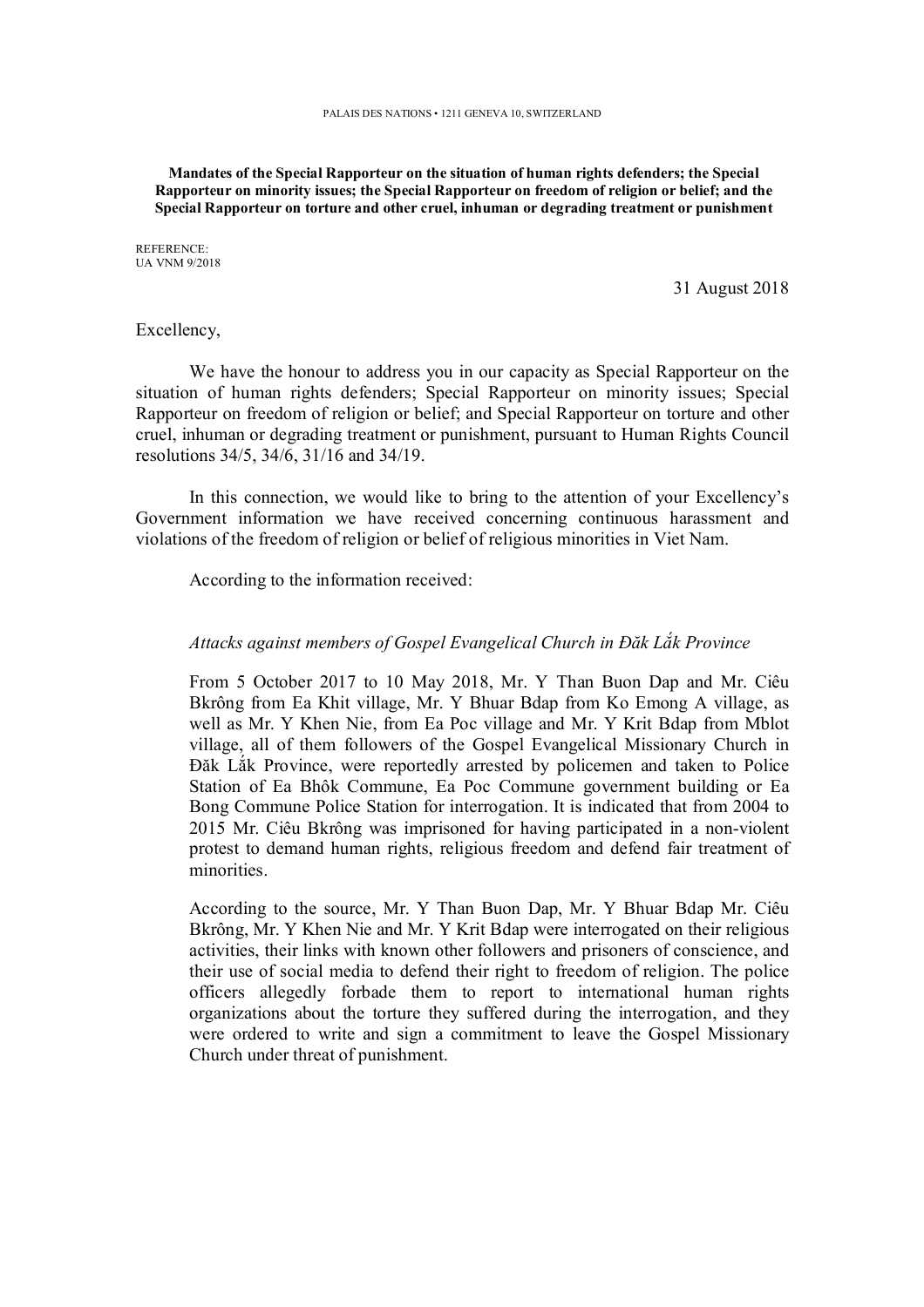PALAIS DES NATIONS • 1211 GENEVA 10, SWITZERLAND

**Mandates of the Special Rapporteur on the situation of human rights defenders; the Special Rapporteur on minority issues; the Special Rapporteur on freedom of religion or belief; and the Special Rapporteur on torture and other cruel, inhuman or degrading treatment or punishment**

REFERENCE:
UA VNM 9/2018

31 August 2018

Excellency,

We have the honour to address you in our capacity as Special Rapporteur on the situation of human rights defenders; Special Rapporteur on minority issues; Special Rapporteur on freedom of religion or belief; and Special Rapporteur on torture and other cruel, inhuman or degrading treatment or punishment, pursuant to Human Rights Council resolutions 34/5, 34/6, 31/16 and 34/19.

In this connection, we would like to bring to the attention of your Excellency's Government information we have received concerning continuous harassment and violations of the freedom of religion or belief of religious minorities in Viet Nam.

According to the information received:

*Attacks against members of Gospel Evangelical Church in Đăk Lắk Province*

From 5 October 2017 to 10 May 2018, Mr. Y Than Buon Dap and Mr. Ciêu Bkrông from Ea Khit village, Mr. Y Bhuar Bdap from Ko Emong A village, as well as Mr. Y Khen Nie, from Ea Poc village and Mr. Y Krit Bdap from Mblot village, all of them followers of the Gospel Evangelical Missionary Church in Đăk Lắk Province, were reportedly arrested by policemen and taken to Police Station of Ea Bhôk Commune, Ea Poc Commune government building or Ea Bong Commune Police Station for interrogation. It is indicated that from 2004 to 2015 Mr. Ciêu Bkrông was imprisoned for having participated in a non-violent protest to demand human rights, religious freedom and defend fair treatment of minorities.

According to the source, Mr. Y Than Buon Dap, Mr. Y Bhuar Bdap Mr. Ciêu Bkrông, Mr. Y Khen Nie and Mr. Y Krit Bdap were interrogated on their religious activities, their links with known other followers and prisoners of conscience, and their use of social media to defend their right to freedom of religion. The police officers allegedly forbade them to report to international human rights organizations about the torture they suffered during the interrogation, and they were ordered to write and sign a commitment to leave the Gospel Missionary Church under threat of punishment.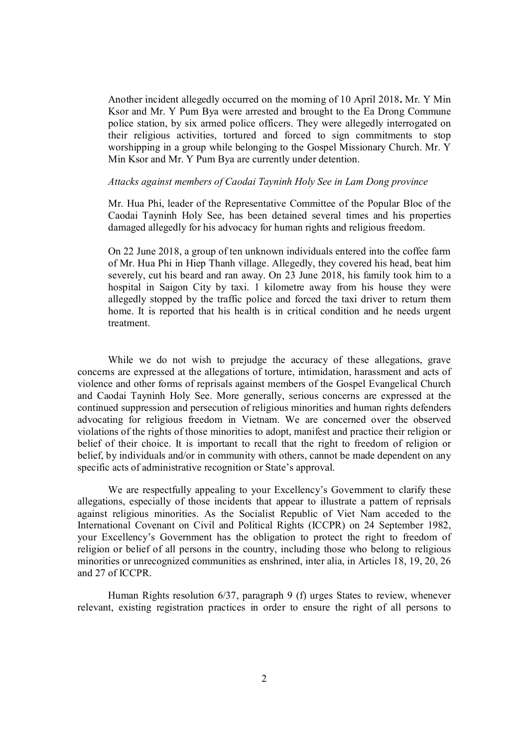Another incident allegedly occurred on the morning of 10 April 2018**.** Mr. Y Min Ksor and Mr. Y Pum Bya were arrested and brought to the Ea Drong Commune police station, by six armed police officers. They were allegedly interrogated on their religious activities, tortured and forced to sign commitments to stop worshipping in a group while belonging to the Gospel Missionary Church. Mr. Y Min Ksor and Mr. Y Pum Bya are currently under detention.

*Attacks against members of Caodai Tayninh Holy See in Lam Dong province*

Mr. Hua Phi, leader of the Representative Committee of the Popular Bloc of the Caodai Tayninh Holy See, has been detained several times and his properties damaged allegedly for his advocacy for human rights and religious freedom.

On 22 June 2018, a group of ten unknown individuals entered into the coffee farm of Mr. Hua Phi in Hiep Thanh village. Allegedly, they covered his head, beat him severely, cut his beard and ran away. On 23 June 2018, his family took him to a hospital in Saigon City by taxi. 1 kilometre away from his house they were allegedly stopped by the traffic police and forced the taxi driver to return them home. It is reported that his health is in critical condition and he needs urgent treatment.

While we do not wish to prejudge the accuracy of these allegations, grave concerns are expressed at the allegations of torture, intimidation, harassment and acts of violence and other forms of reprisals against members of the Gospel Evangelical Church and Caodai Tayninh Holy See. More generally, serious concerns are expressed at the continued suppression and persecution of religious minorities and human rights defenders advocating for religious freedom in Vietnam. We are concerned over the observed violations of the rights of those minorities to adopt, manifest and practice their religion or belief of their choice. It is important to recall that the right to freedom of religion or belief, by individuals and/or in community with others, cannot be made dependent on any specific acts of administrative recognition or State's approval.

We are respectfully appealing to your Excellency's Government to clarify these allegations, especially of those incidents that appear to illustrate a pattern of reprisals against religious minorities. As the Socialist Republic of Viet Nam acceded to the International Covenant on Civil and Political Rights (ICCPR) on 24 September 1982, your Excellency's Government has the obligation to protect the right to freedom of religion or belief of all persons in the country, including those who belong to religious minorities or unrecognized communities as enshrined, inter alia, in Articles 18, 19, 20, 26 and 27 of ICCPR.

Human Rights resolution 6/37, paragraph 9 (f) urges States to review, whenever relevant, existing registration practices in order to ensure the right of all persons to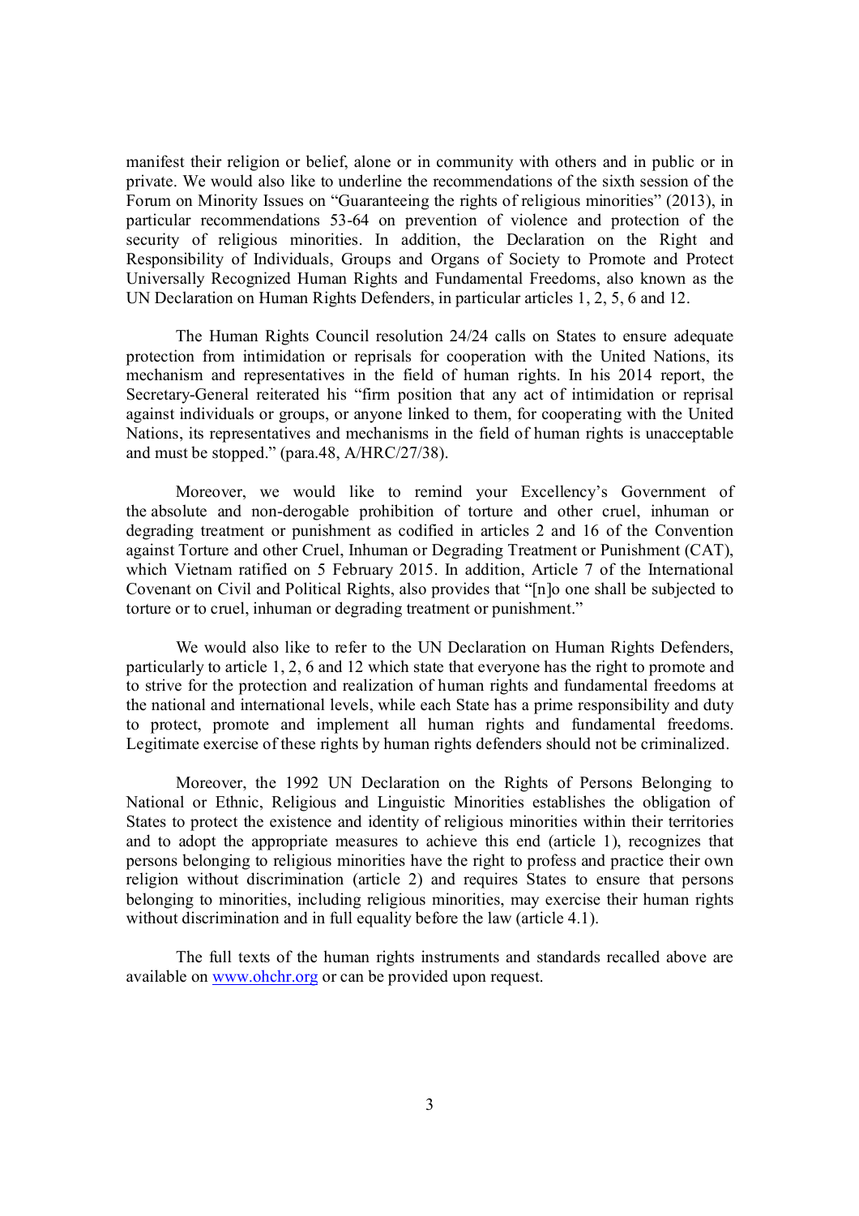manifest their religion or belief, alone or in community with others and in public or in private. We would also like to underline the recommendations of the sixth session of the Forum on Minority Issues on "Guaranteeing the rights of religious minorities" (2013), in particular recommendations 53-64 on prevention of violence and protection of the security of religious minorities. In addition, the Declaration on the Right and Responsibility of Individuals, Groups and Organs of Society to Promote and Protect Universally Recognized Human Rights and Fundamental Freedoms, also known as the UN Declaration on Human Rights Defenders, in particular articles 1, 2, 5, 6 and 12.

The Human Rights Council resolution 24/24 calls on States to ensure adequate protection from intimidation or reprisals for cooperation with the United Nations, its mechanism and representatives in the field of human rights. In his 2014 report, the Secretary-General reiterated his "firm position that any act of intimidation or reprisal against individuals or groups, or anyone linked to them, for cooperating with the United Nations, its representatives and mechanisms in the field of human rights is unacceptable and must be stopped." (para.48, A/HRC/27/38).

Moreover, we would like to remind your Excellency's Government of the absolute and non-derogable prohibition of torture and other cruel, inhuman or degrading treatment or punishment as codified in articles 2 and 16 of the Convention against Torture and other Cruel, Inhuman or Degrading Treatment or Punishment (CAT), which Vietnam ratified on 5 February 2015. In addition, Article 7 of the International Covenant on Civil and Political Rights, also provides that "[n]o one shall be subjected to torture or to cruel, inhuman or degrading treatment or punishment."

We would also like to refer to the UN Declaration on Human Rights Defenders, particularly to article 1, 2, 6 and 12 which state that everyone has the right to promote and to strive for the protection and realization of human rights and fundamental freedoms at the national and international levels, while each State has a prime responsibility and duty to protect, promote and implement all human rights and fundamental freedoms. Legitimate exercise of these rights by human rights defenders should not be criminalized.

Moreover, the 1992 UN Declaration on the Rights of Persons Belonging to National or Ethnic, Religious and Linguistic Minorities establishes the obligation of States to protect the existence and identity of religious minorities within their territories and to adopt the appropriate measures to achieve this end (article 1), recognizes that persons belonging to religious minorities have the right to profess and practice their own religion without discrimination (article 2) and requires States to ensure that persons belonging to minorities, including religious minorities, may exercise their human rights without discrimination and in full equality before the law (article 4.1).

The full texts of the human rights instruments and standards recalled above are available on www.ohchr.org or can be provided upon request.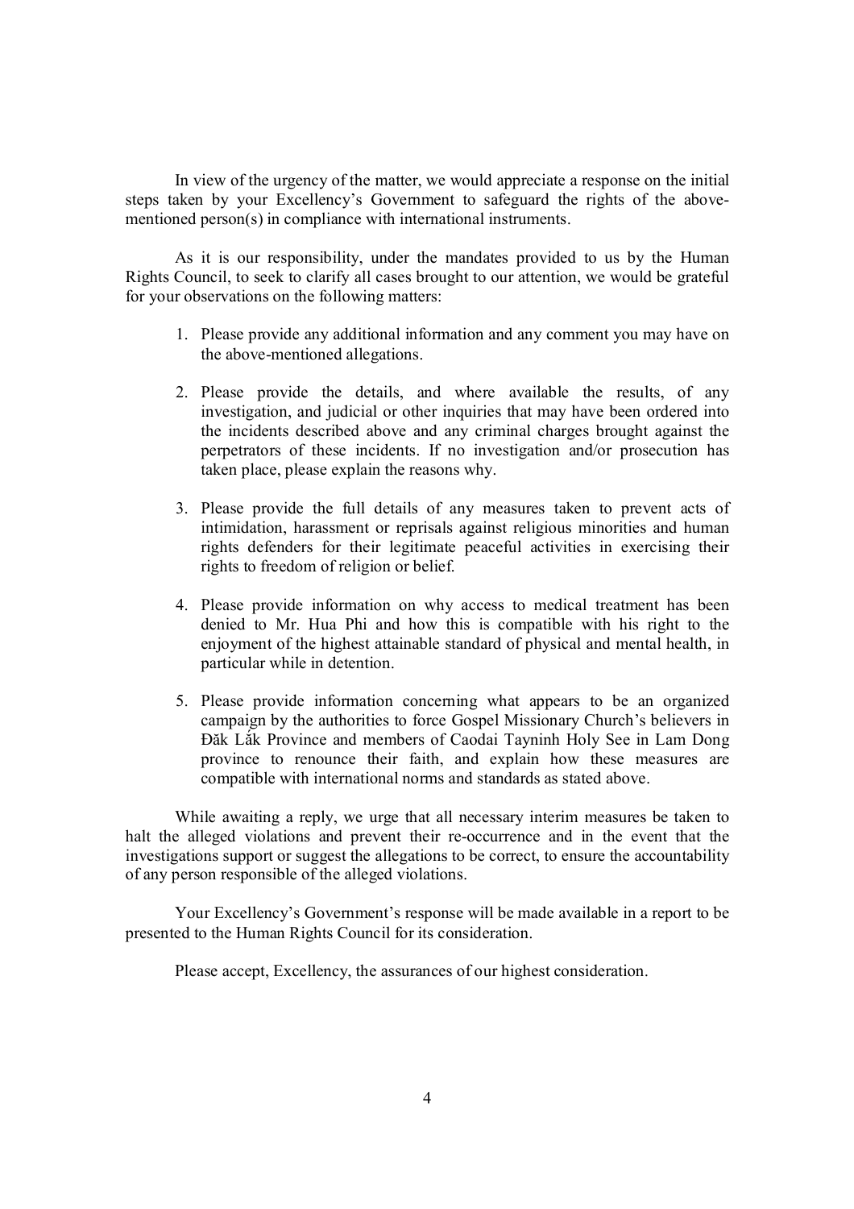In view of the urgency of the matter, we would appreciate a response on the initial steps taken by your Excellency's Government to safeguard the rights of the above-mentioned person(s) in compliance with international instruments.

As it is our responsibility, under the mandates provided to us by the Human Rights Council, to seek to clarify all cases brought to our attention, we would be grateful for your observations on the following matters:

1. Please provide any additional information and any comment you may have on the above-mentioned allegations.

2. Please provide the details, and where available the results, of any investigation, and judicial or other inquiries that may have been ordered into the incidents described above and any criminal charges brought against the perpetrators of these incidents. If no investigation and/or prosecution has taken place, please explain the reasons why.

3. Please provide the full details of any measures taken to prevent acts of intimidation, harassment or reprisals against religious minorities and human rights defenders for their legitimate peaceful activities in exercising their rights to freedom of religion or belief.

4. Please provide information on why access to medical treatment has been denied to Mr. Hua Phi and how this is compatible with his right to the enjoyment of the highest attainable standard of physical and mental health, in particular while in detention.

5. Please provide information concerning what appears to be an organized campaign by the authorities to force Gospel Missionary Church's believers in Đăk Lắk Province and members of Caodai Tayninh Holy See in Lam Dong province to renounce their faith, and explain how these measures are compatible with international norms and standards as stated above.

While awaiting a reply, we urge that all necessary interim measures be taken to halt the alleged violations and prevent their re-occurrence and in the event that the investigations support or suggest the allegations to be correct, to ensure the accountability of any person responsible of the alleged violations.

Your Excellency's Government's response will be made available in a report to be presented to the Human Rights Council for its consideration.

Please accept, Excellency, the assurances of our highest consideration.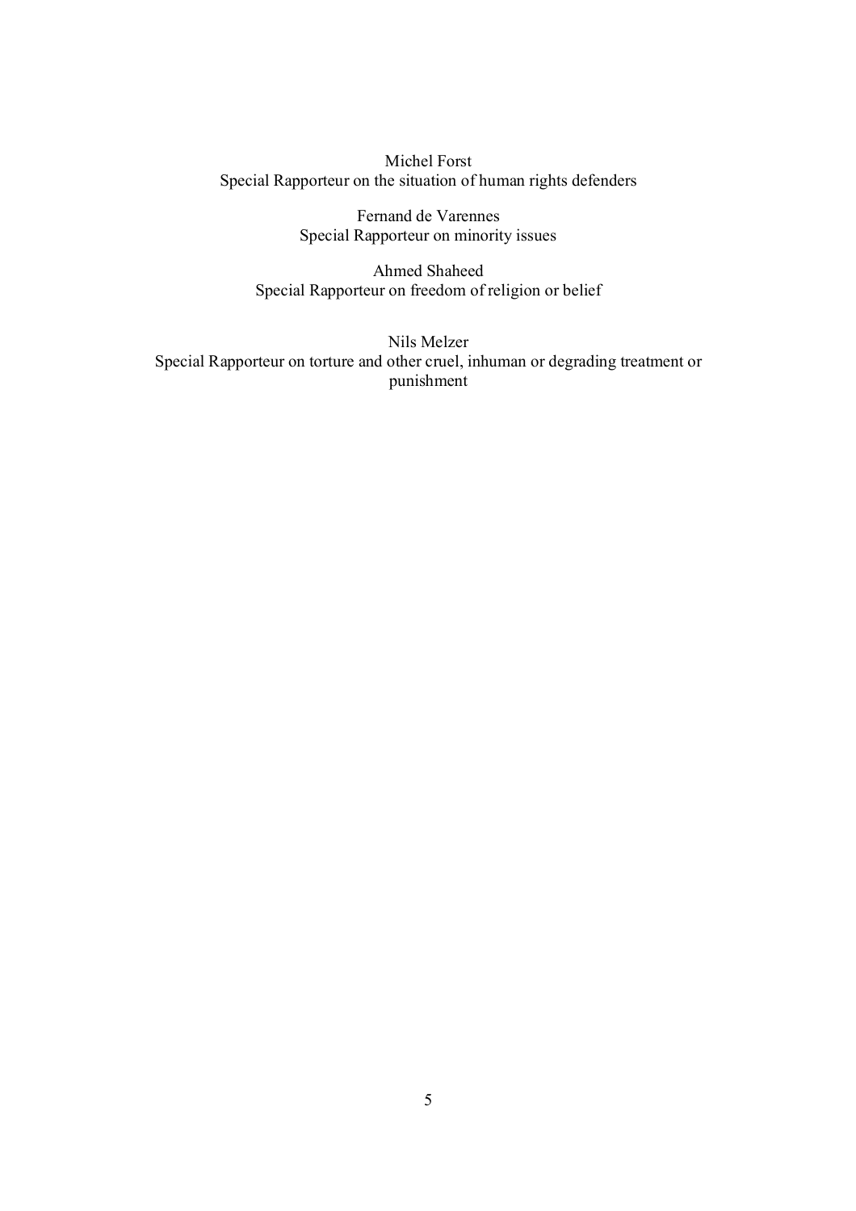Michel Forst
Special Rapporteur on the situation of human rights defenders

Fernand de Varennes
Special Rapporteur on minority issues

Ahmed Shaheed
Special Rapporteur on freedom of religion or belief

Nils Melzer
Special Rapporteur on torture and other cruel, inhuman or degrading treatment or punishment